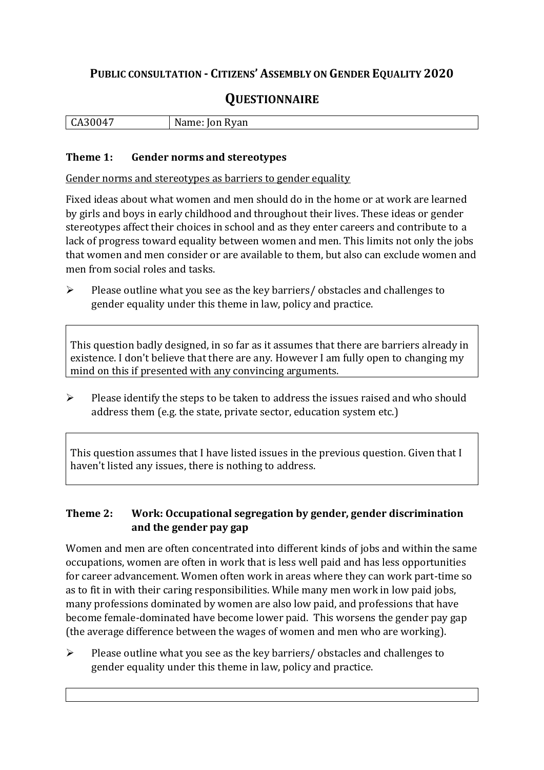# Public consultation - Citizens' Assembly on Gender Equality 2020

## Questionnaire

| CA30047 | Name: Jon Ryan |
|---|---|

### Theme 1: Gender norms and stereotypes

Gender norms and stereotypes as barriers to gender equality

Fixed ideas about what women and men should do in the home or at work are learned by girls and boys in early childhood and throughout their lives. These ideas or gender stereotypes affect their choices in school and as they enter careers and contribute to a lack of progress toward equality between women and men. This limits not only the jobs that women and men consider or are available to them, but also can exclude women and men from social roles and tasks.

- Please outline what you see as the key barriers/ obstacles and challenges to gender equality under this theme in law, policy and practice.

> This question badly designed, in so far as it assumes that there are barriers already in existence. I don't believe that there are any. However I am fully open to changing my mind on this if presented with any convincing arguments.

- Please identify the steps to be taken to address the issues raised and who should address them (e.g. the state, private sector, education system etc.)

> This question assumes that I have listed issues in the previous question. Given that I haven't listed any issues, there is nothing to address.

### Theme 2: Work: Occupational segregation by gender, gender discrimination and the gender pay gap

Women and men are often concentrated into different kinds of jobs and within the same occupations, women are often in work that is less well paid and has less opportunities for career advancement. Women often work in areas where they can work part-time so as to fit in with their caring responsibilities. While many men work in low paid jobs, many professions dominated by women are also low paid, and professions that have become female-dominated have become lower paid. This worsens the gender pay gap (the average difference between the wages of women and men who are working).

- Please outline what you see as the key barriers/ obstacles and challenges to gender equality under this theme in law, policy and practice.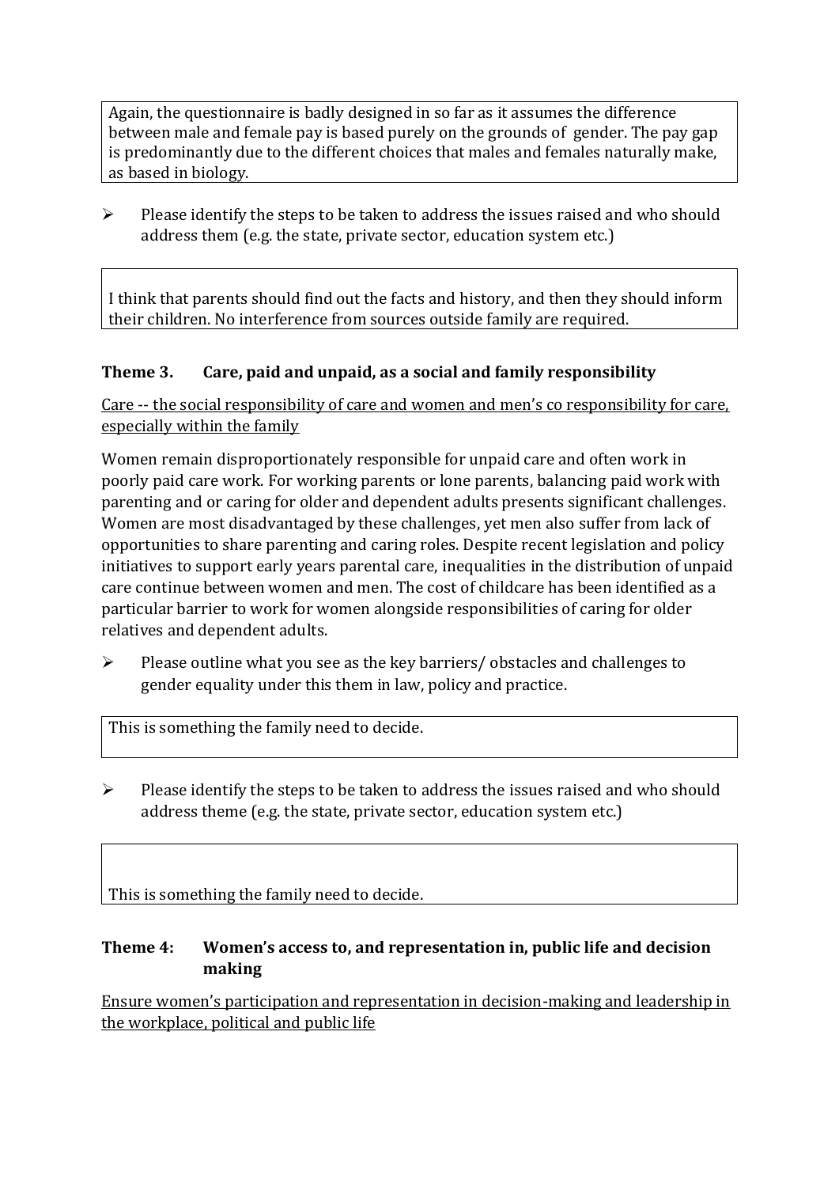Again, the questionnaire is badly designed in so far as it assumes the difference between male and female pay is based purely on the grounds of gender. The pay gap is predominantly due to the different choices that males and females naturally make, as based in biology.

- Please identify the steps to be taken to address the issues raised and who should address them (e.g. the state, private sector, education system etc.)

I think that parents should find out the facts and history, and then they should inform their children. No interference from sources outside family are required.

### Theme 3. Care, paid and unpaid, as a social and family responsibility

<u>Care -- the social responsibility of care and women and men's co responsibility for care, especially within the family</u>

Women remain disproportionately responsible for unpaid care and often work in poorly paid care work. For working parents or lone parents, balancing paid work with parenting and or caring for older and dependent adults presents significant challenges. Women are most disadvantaged by these challenges, yet men also suffer from lack of opportunities to share parenting and caring roles. Despite recent legislation and policy initiatives to support early years parental care, inequalities in the distribution of unpaid care continue between women and men. The cost of childcare has been identified as a particular barrier to work for women alongside responsibilities of caring for older relatives and dependent adults.

- Please outline what you see as the key barriers/ obstacles and challenges to gender equality under this them in law, policy and practice.

This is something the family need to decide.

- Please identify the steps to be taken to address the issues raised and who should address theme (e.g. the state, private sector, education system etc.)

This is something the family need to decide.

### Theme 4: Women's access to, and representation in, public life and decision making

<u>Ensure women's participation and representation in decision-making and leadership in the workplace, political and public life</u>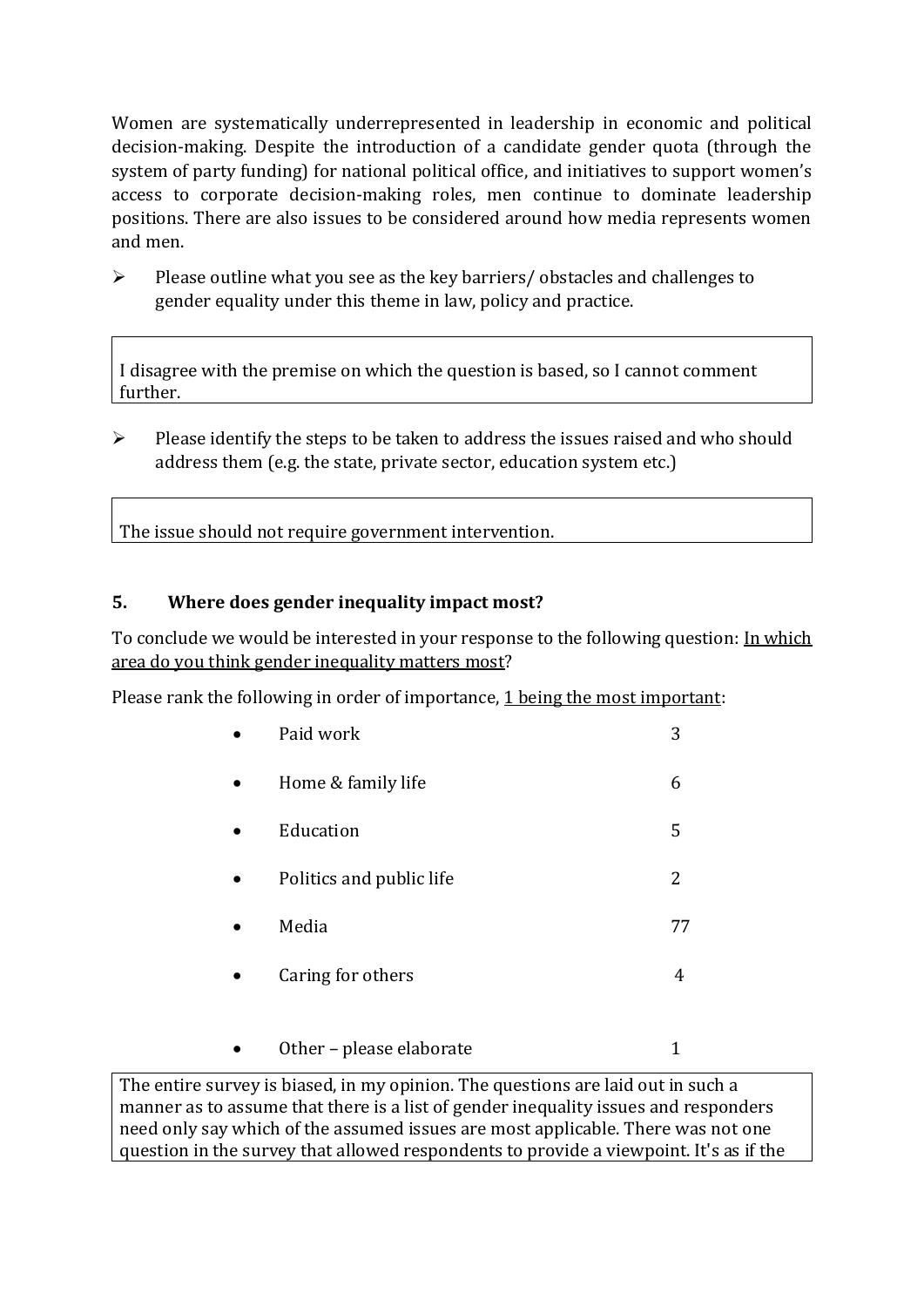Women are systematically underrepresented in leadership in economic and political decision-making. Despite the introduction of a candidate gender quota (through the system of party funding) for national political office, and initiatives to support women's access to corporate decision-making roles, men continue to dominate leadership positions. There are also issues to be considered around how media represents women and men.

- Please outline what you see as the key barriers/ obstacles and challenges to gender equality under this theme in law, policy and practice.

> I disagree with the premise on which the question is based, so I cannot comment further.

- Please identify the steps to be taken to address the issues raised and who should address them (e.g. the state, private sector, education system etc.)

> The issue should not require government intervention.

## 5. Where does gender inequality impact most?

To conclude we would be interested in your response to the following question: In which area do you think gender inequality matters most?

Please rank the following in order of importance, 1 being the most important:

| | |
|---|---|
| Paid work | 3 |
| Home & family life | 6 |
| Education | 5 |
| Politics and public life | 2 |
| Media | 77 |
| Caring for others | 4 |
| Other – please elaborate | 1 |

> The entire survey is biased, in my opinion. The questions are laid out in such a manner as to assume that there is a list of gender inequality issues and responders need only say which of the assumed issues are most applicable. There was not one question in the survey that allowed respondents to provide a viewpoint. It's as if the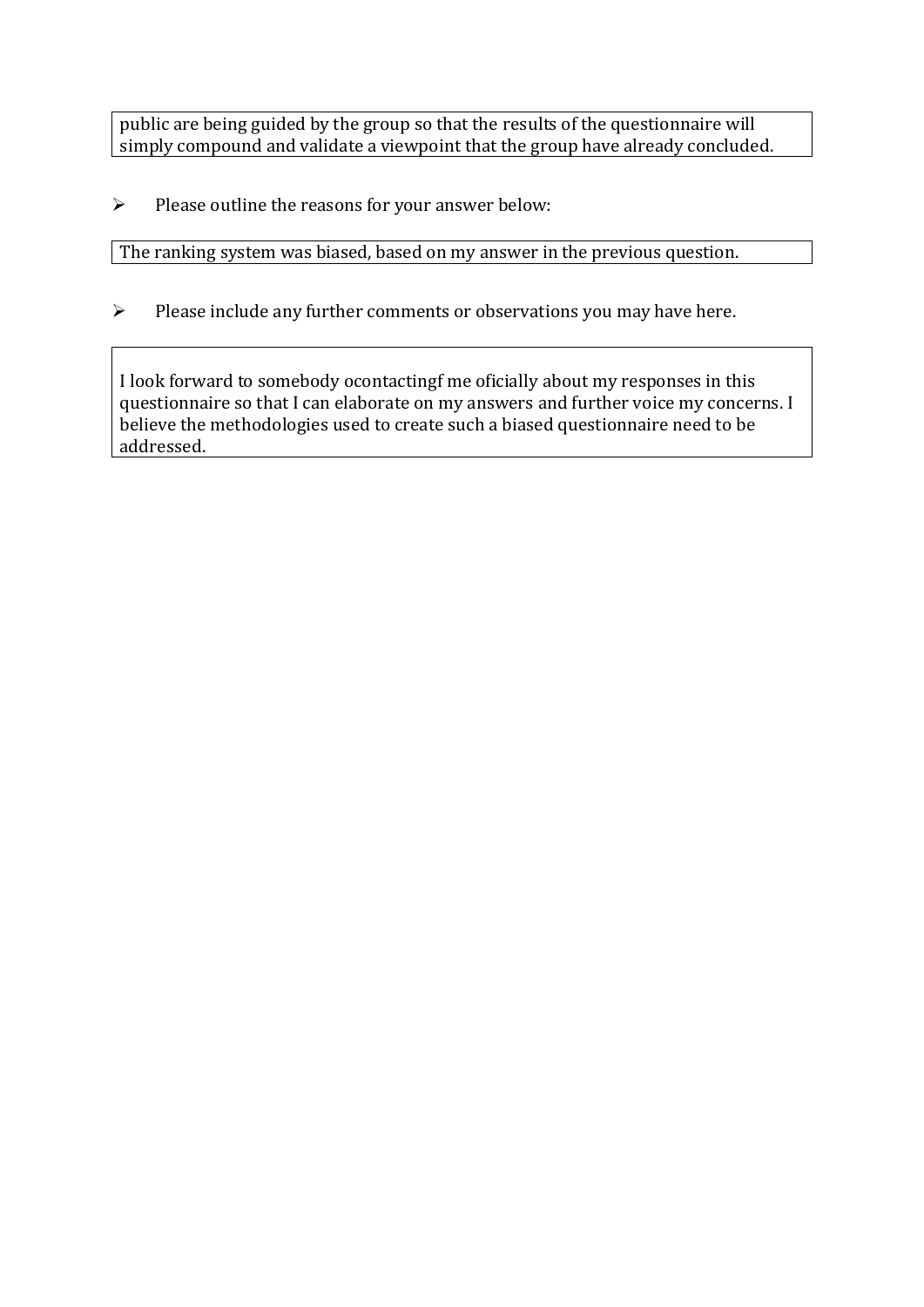public are being guided by the group so that the results of the questionnaire will simply compound and validate a viewpoint that the group have already concluded.

- Please outline the reasons for your answer below:

The ranking system was biased, based on my answer in the previous question.

- Please include any further comments or observations you may have here.

I look forward to somebody ocontactingf me oficially about my responses in this questionnaire so that I can elaborate on my answers and further voice my concerns. I believe the methodologies used to create such a biased questionnaire need to be addressed.